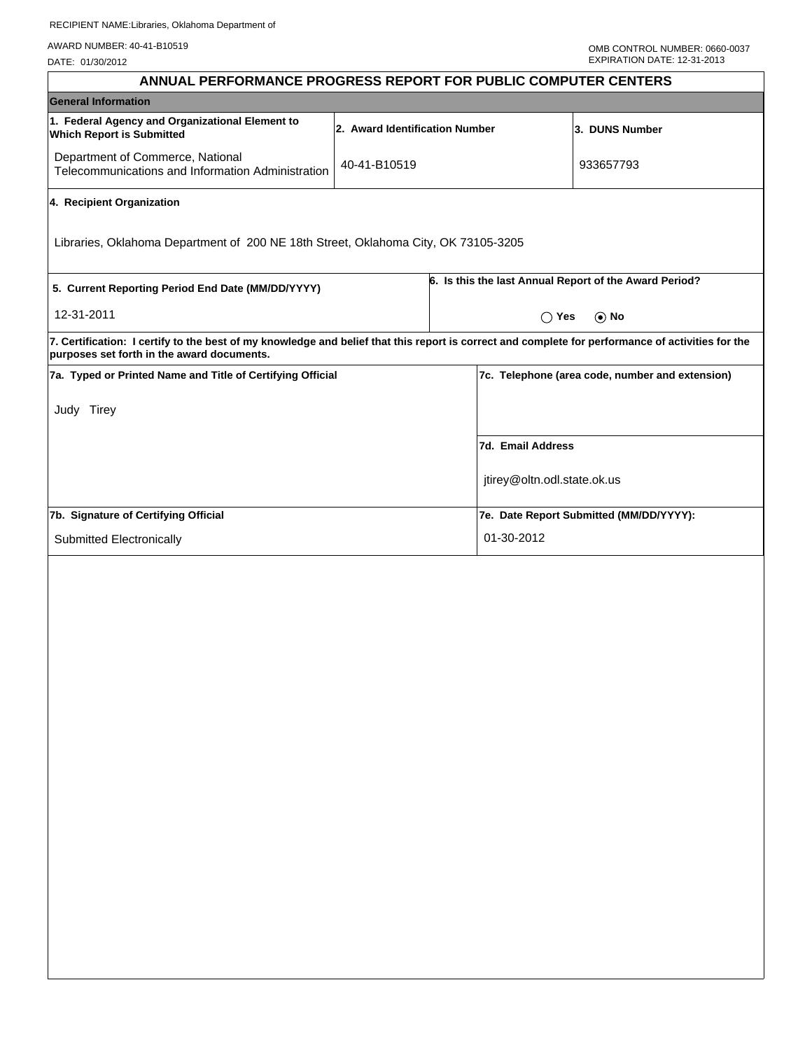RECIPIENT NAME:Libraries, Oklahoma Department of

AWARD NUMBER: 40-41-B10519

DATE: 01/30/2012

OMB CONTROL NUMBER: 0660-0037
EXPIRATION DATE: 12-31-2013

# ANNUAL PERFORMANCE PROGRESS REPORT FOR PUBLIC COMPUTER CENTERS

## General Information

| 1. Federal Agency and Organizational Element to Which Report is Submitted | 2. Award Identification Number | 3. DUNS Number |
|---|---|---|
| Department of Commerce, National Telecommunications and Information Administration | 40-41-B10519 | 933657793 |

**4. Recipient Organization**

Libraries, Oklahoma Department of 200 NE 18th Street, Oklahoma City, OK 73105-3205

| 5. Current Reporting Period End Date (MM/DD/YYYY) | 6. Is this the last Annual Report of the Award Period? |
|---|---|
| 12-31-2011 | ○ Yes ◉ No |

**7. Certification: I certify to the best of my knowledge and belief that this report is correct and complete for performance of activities for the purposes set forth in the award documents.**

| 7a. Typed or Printed Name and Title of Certifying Official | 7c. Telephone (area code, number and extension) |
|---|---|
| Judy Tirey | |
| | **7d. Email Address** |
| | jtirey@oltn.odl.state.ok.us |
| **7b. Signature of Certifying Official** | **7e. Date Report Submitted (MM/DD/YYYY):** |
| Submitted Electronically | 01-30-2012 |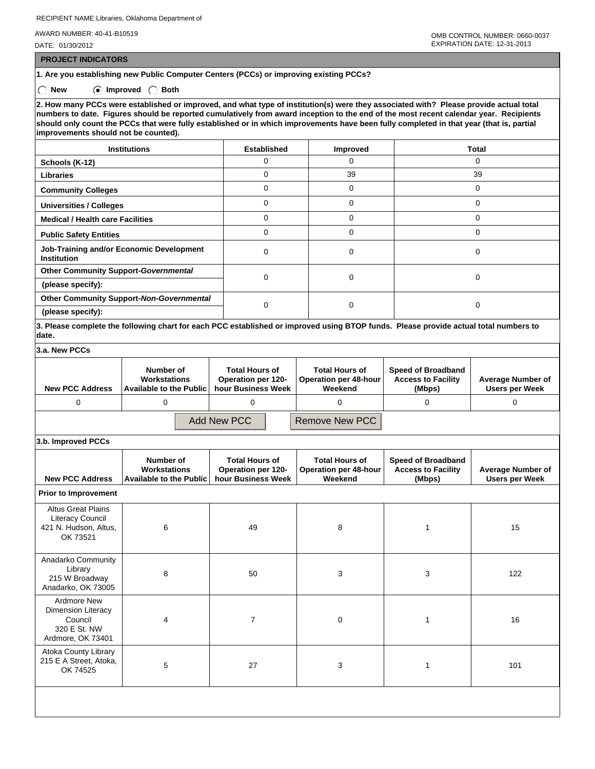RECIPIENT NAME:Libraries, Oklahoma Department of

AWARD NUMBER: 40-41-B10519

DATE: 01/30/2012

OMB CONTROL NUMBER: 0660-0037
EXPIRATION DATE: 12-31-2013

## PROJECT INDICATORS

**1. Are you establishing new Public Computer Centers (PCCs) or improving existing PCCs?**

○ New ◉ Improved ○ Both

**2. How many PCCs were established or improved, and what type of institution(s) were they associated with? Please provide actual total numbers to date. Figures should be reported cumulatively from award inception to the end of the most recent calendar year. Recipients should only count the PCCs that were fully established or in which improvements have been fully completed in that year (that is, partial improvements should not be counted).**

| Institutions | Established | Improved | Total |
|---|---|---|---|
| Schools (K-12) | 0 | 0 | 0 |
| Libraries | 0 | 39 | 39 |
| Community Colleges | 0 | 0 | 0 |
| Universities / Colleges | 0 | 0 | 0 |
| Medical / Health care Facilities | 0 | 0 | 0 |
| Public Safety Entities | 0 | 0 | 0 |
| Job-Training and/or Economic Development Institution | 0 | 0 | 0 |
| Other Community Support-*Governmental* (please specify): | 0 | 0 | 0 |
| Other Community Support-*Non-Governmental* (please specify): | 0 | 0 | 0 |

**3. Please complete the following chart for each PCC established or improved using BTOP funds. Please provide actual total numbers to date.**

**3.a. New PCCs**

| New PCC Address | Number of Workstations Available to the Public | Total Hours of Operation per 120-hour Business Week | Total Hours of Operation per 48-hour Weekend | Speed of Broadband Access to Facility (Mbps) | Average Number of Users per Week |
|---|---|---|---|---|---|
| 0 | 0 | 0 | 0 | 0 | 0 |

Add New PCC   Remove New PCC

**3.b. Improved PCCs**

| New PCC Address | Number of Workstations Available to the Public | Total Hours of Operation per 120-hour Business Week | Total Hours of Operation per 48-hour Weekend | Speed of Broadband Access to Facility (Mbps) | Average Number of Users per Week |
|---|---|---|---|---|---|
| **Prior to Improvement** | | | | | |
| Altus Great Plains Literacy Council 421 N. Hudson, Altus, OK 73521 | 6 | 49 | 8 | 1 | 15 |
| Anadarko Community Library 215 W Broadway Anadarko, OK 73005 | 8 | 50 | 3 | 3 | 122 |
| Ardmore New Dimension Literacy Council 320 E St. NW Ardmore, OK 73401 | 4 | 7 | 0 | 1 | 16 |
| Atoka County Library 215 E A Street, Atoka, OK 74525 | 5 | 27 | 3 | 1 | 101 |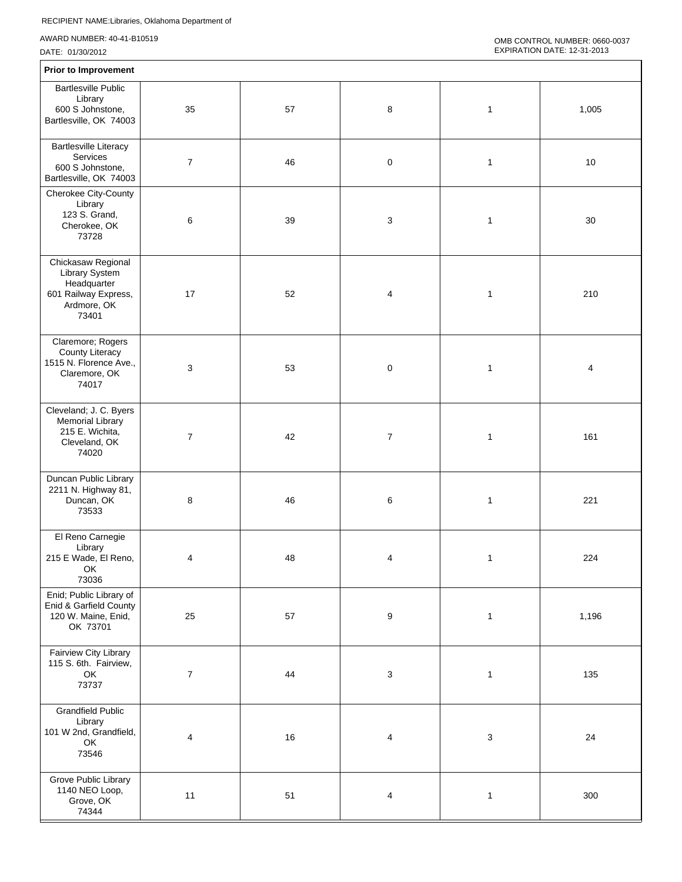RECIPIENT NAME:Libraries, Oklahoma Department of

AWARD NUMBER: 40-41-B10519

DATE: 01/30/2012

OMB CONTROL NUMBER: 0660-0037
EXPIRATION DATE: 12-31-2013

| Prior to Improvement | | | | | |
|---|---|---|---|---|---|
| Bartlesville Public Library 600 S Johnstone, Bartlesville, OK 74003 | 35 | 57 | 8 | 1 | 1,005 |
| Bartlesville Literacy Services 600 S Johnstone, Bartlesville, OK 74003 | 7 | 46 | 0 | 1 | 10 |
| Cherokee City-County Library 123 S. Grand, Cherokee, OK 73728 | 6 | 39 | 3 | 1 | 30 |
| Chickasaw Regional Library System Headquarter 601 Railway Express, Ardmore, OK 73401 | 17 | 52 | 4 | 1 | 210 |
| Claremore; Rogers County Literacy 1515 N. Florence Ave., Claremore, OK 74017 | 3 | 53 | 0 | 1 | 4 |
| Cleveland; J. C. Byers Memorial Library 215 E. Wichita, Cleveland, OK 74020 | 7 | 42 | 7 | 1 | 161 |
| Duncan Public Library 2211 N. Highway 81, Duncan, OK 73533 | 8 | 46 | 6 | 1 | 221 |
| El Reno Carnegie Library 215 E Wade, El Reno, OK 73036 | 4 | 48 | 4 | 1 | 224 |
| Enid; Public Library of Enid & Garfield County 120 W. Maine, Enid, OK 73701 | 25 | 57 | 9 | 1 | 1,196 |
| Fairview City Library 115 S. 6th. Fairview, OK 73737 | 7 | 44 | 3 | 1 | 135 |
| Grandfield Public Library 101 W 2nd, Grandfield, OK 73546 | 4 | 16 | 4 | 3 | 24 |
| Grove Public Library 1140 NEO Loop, Grove, OK 74344 | 11 | 51 | 4 | 1 | 300 |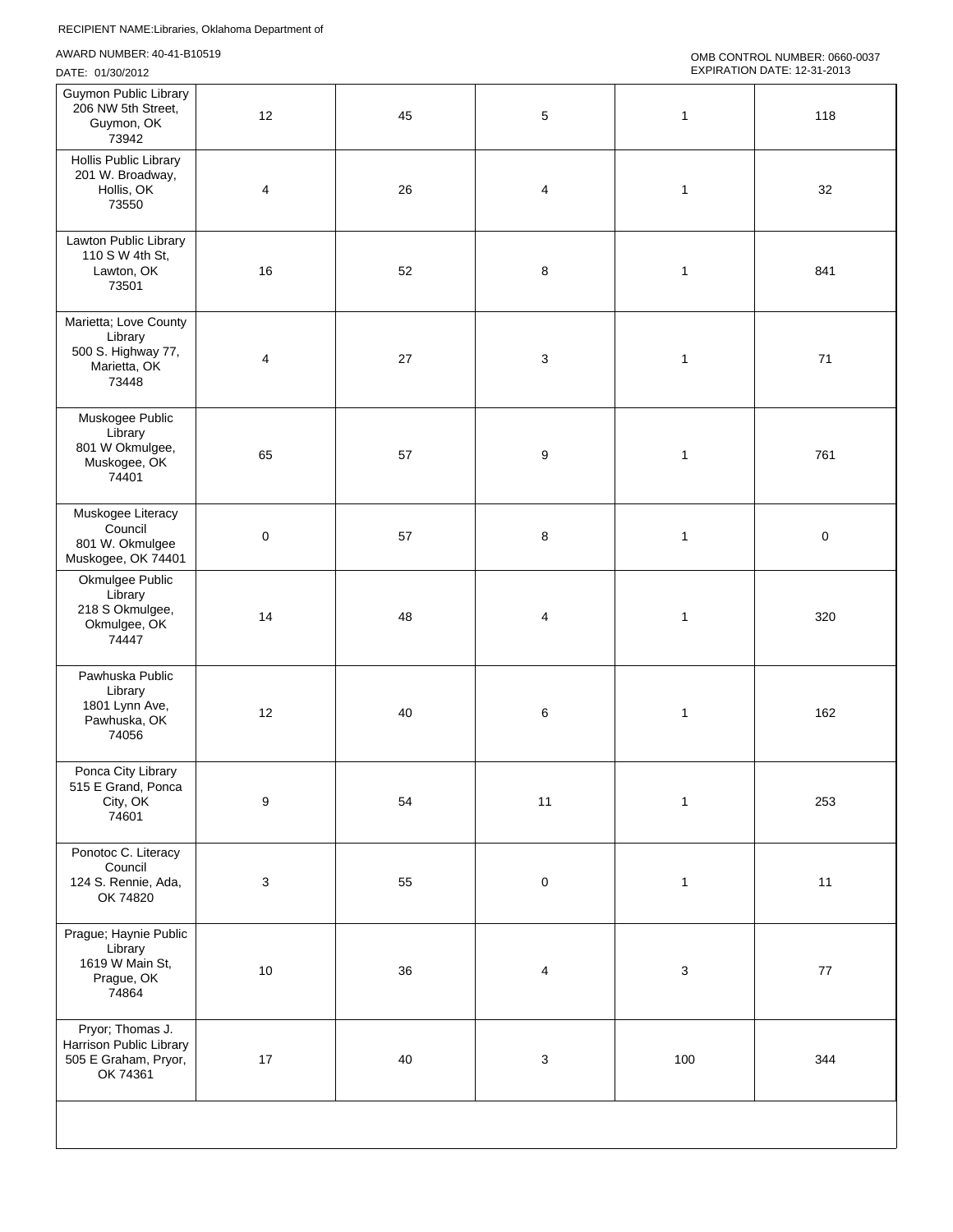RECIPIENT NAME:Libraries, Oklahoma Department of

AWARD NUMBER: 40-41-B10519

DATE: 01/30/2012

OMB CONTROL NUMBER: 0660-0037
EXPIRATION DATE: 12-31-2013

| | | | | | |
|---|---|---|---|---|---|
| Guymon Public Library 206 NW 5th Street, Guymon, OK 73942 | 12 | 45 | 5 | 1 | 118 |
| Hollis Public Library 201 W. Broadway, Hollis, OK 73550 | 4 | 26 | 4 | 1 | 32 |
| Lawton Public Library 110 S W 4th St, Lawton, OK 73501 | 16 | 52 | 8 | 1 | 841 |
| Marietta; Love County Library 500 S. Highway 77, Marietta, OK 73448 | 4 | 27 | 3 | 1 | 71 |
| Muskogee Public Library 801 W Okmulgee, Muskogee, OK 74401 | 65 | 57 | 9 | 1 | 761 |
| Muskogee Literacy Council 801 W. Okmulgee Muskogee, OK 74401 | 0 | 57 | 8 | 1 | 0 |
| Okmulgee Public Library 218 S Okmulgee, Okmulgee, OK 74447 | 14 | 48 | 4 | 1 | 320 |
| Pawhuska Public Library 1801 Lynn Ave, Pawhuska, OK 74056 | 12 | 40 | 6 | 1 | 162 |
| Ponca City Library 515 E Grand, Ponca City, OK 74601 | 9 | 54 | 11 | 1 | 253 |
| Ponotoc C. Literacy Council 124 S. Rennie, Ada, OK 74820 | 3 | 55 | 0 | 1 | 11 |
| Prague; Haynie Public Library 1619 W Main St, Prague, OK 74864 | 10 | 36 | 4 | 3 | 77 |
| Pryor; Thomas J. Harrison Public Library 505 E Graham, Pryor, OK 74361 | 17 | 40 | 3 | 100 | 344 |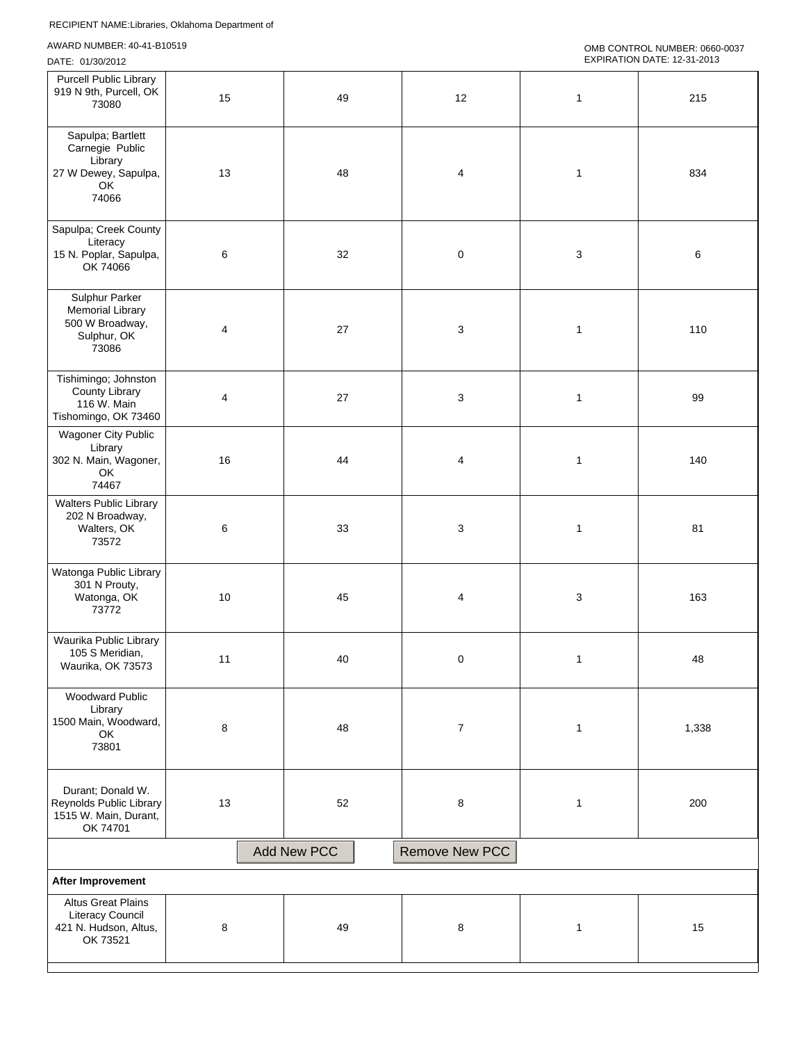RECIPIENT NAME:Libraries, Oklahoma Department of

AWARD NUMBER: 40-41-B10519

DATE: 01/30/2012

OMB CONTROL NUMBER: 0660-0037
EXPIRATION DATE: 12-31-2013

| | | | | | |
|---|---|---|---|---|---|
| Purcell Public Library 919 N 9th, Purcell, OK 73080 | 15 | 49 | 12 | 1 | 215 |
| Sapulpa; Bartlett Carnegie Public Library 27 W Dewey, Sapulpa, OK 74066 | 13 | 48 | 4 | 1 | 834 |
| Sapulpa; Creek County Literacy 15 N. Poplar, Sapulpa, OK 74066 | 6 | 32 | 0 | 3 | 6 |
| Sulphur Parker Memorial Library 500 W Broadway, Sulphur, OK 73086 | 4 | 27 | 3 | 1 | 110 |
| Tishimingo; Johnston County Library 116 W. Main Tishomingo, OK 73460 | 4 | 27 | 3 | 1 | 99 |
| Wagoner City Public Library 302 N. Main, Wagoner, OK 74467 | 16 | 44 | 4 | 1 | 140 |
| Walters Public Library 202 N Broadway, Walters, OK 73572 | 6 | 33 | 3 | 1 | 81 |
| Watonga Public Library 301 N Prouty, Watonga, OK 73772 | 10 | 45 | 4 | 3 | 163 |
| Waurika Public Library 105 S Meridian, Waurika, OK 73573 | 11 | 40 | 0 | 1 | 48 |
| Woodward Public Library 1500 Main, Woodward, OK 73801 | 8 | 48 | 7 | 1 | 1,338 |
| Durant; Donald W. Reynolds Public Library 1515 W. Main, Durant, OK 74701 | 13 | 52 | 8 | 1 | 200 |

Add New PCC | Remove New PCC

**After Improvement**

| | | | | | |
|---|---|---|---|---|---|
| Altus Great Plains Literacy Council 421 N. Hudson, Altus, OK 73521 | 8 | 49 | 8 | 1 | 15 |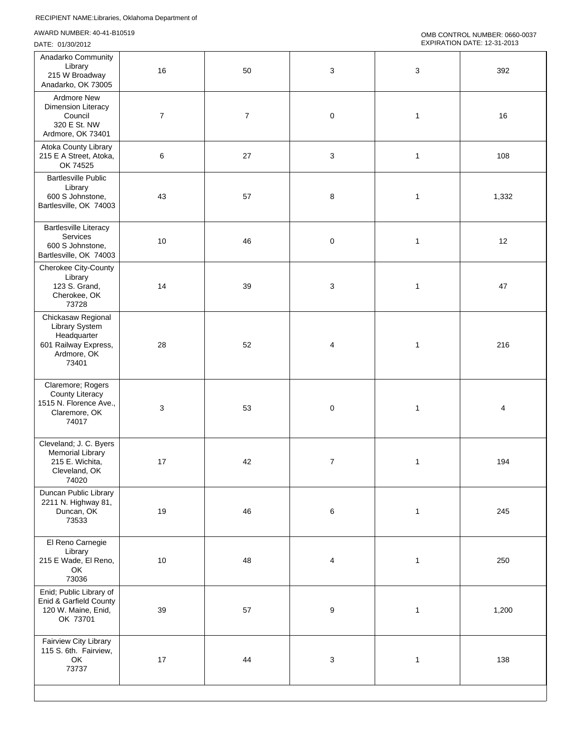RECIPIENT NAME:Libraries, Oklahoma Department of

AWARD NUMBER: 40-41-B10519

DATE: 01/30/2012

OMB CONTROL NUMBER: 0660-0037
EXPIRATION DATE: 12-31-2013

| | | | | | |
|---|---|---|---|---|---|
| Anadarko Community Library 215 W Broadway Anadarko, OK 73005 | 16 | 50 | 3 | 3 | 392 |
| Ardmore New Dimension Literacy Council 320 E St. NW Ardmore, OK 73401 | 7 | 7 | 0 | 1 | 16 |
| Atoka County Library 215 E A Street, Atoka, OK 74525 | 6 | 27 | 3 | 1 | 108 |
| Bartlesville Public Library 600 S Johnstone, Bartlesville, OK 74003 | 43 | 57 | 8 | 1 | 1,332 |
| Bartlesville Literacy Services 600 S Johnstone, Bartlesville, OK 74003 | 10 | 46 | 0 | 1 | 12 |
| Cherokee City-County Library 123 S. Grand, Cherokee, OK 73728 | 14 | 39 | 3 | 1 | 47 |
| Chickasaw Regional Library System Headquarter 601 Railway Express, Ardmore, OK 73401 | 28 | 52 | 4 | 1 | 216 |
| Claremore; Rogers County Literacy 1515 N. Florence Ave., Claremore, OK 74017 | 3 | 53 | 0 | 1 | 4 |
| Cleveland; J. C. Byers Memorial Library 215 E. Wichita, Cleveland, OK 74020 | 17 | 42 | 7 | 1 | 194 |
| Duncan Public Library 2211 N. Highway 81, Duncan, OK 73533 | 19 | 46 | 6 | 1 | 245 |
| El Reno Carnegie Library 215 E Wade, El Reno, OK 73036 | 10 | 48 | 4 | 1 | 250 |
| Enid; Public Library of Enid & Garfield County 120 W. Maine, Enid, OK 73701 | 39 | 57 | 9 | 1 | 1,200 |
| Fairview City Library 115 S. 6th. Fairview, OK 73737 | 17 | 44 | 3 | 1 | 138 |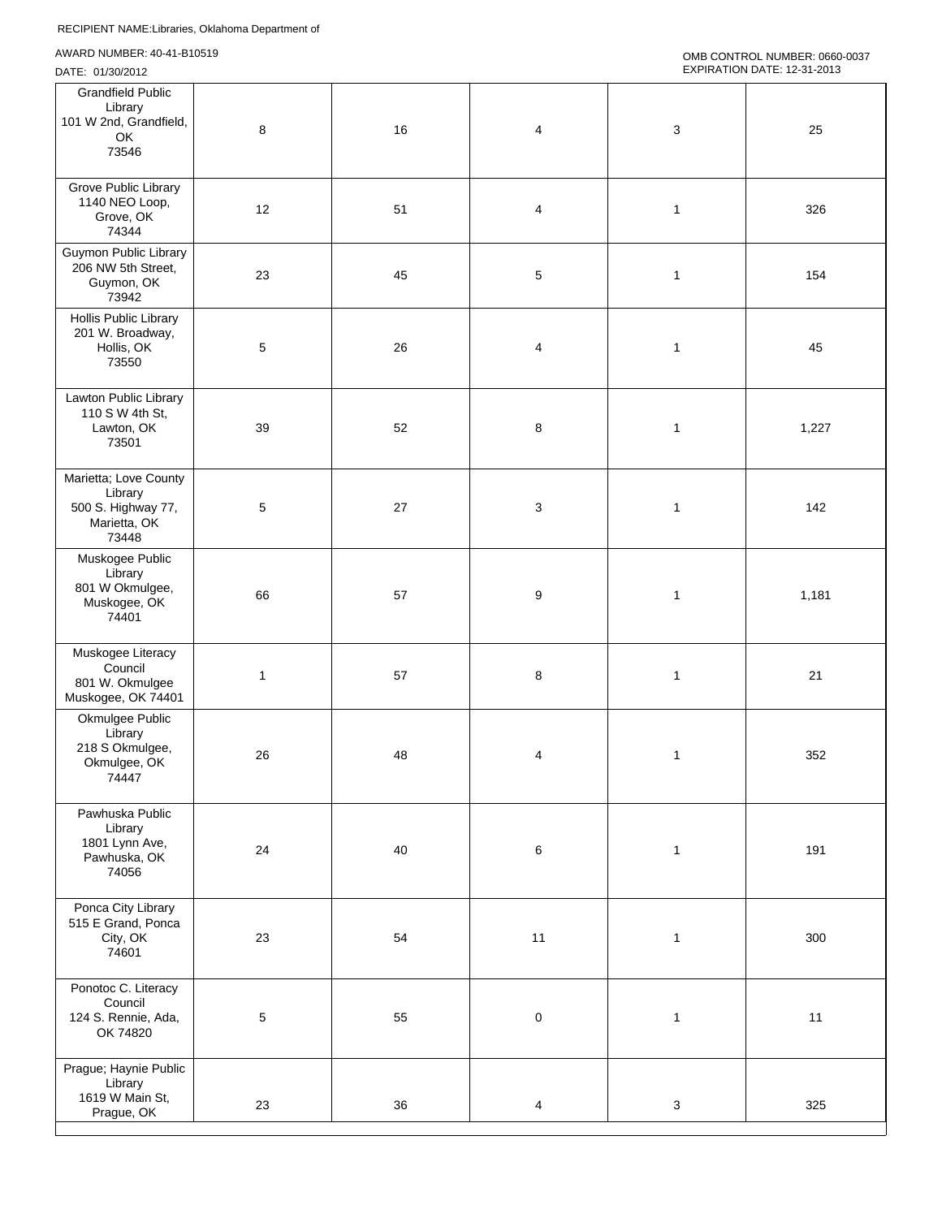RECIPIENT NAME:Libraries, Oklahoma Department of

AWARD NUMBER: 40-41-B10519

DATE: 01/30/2012

OMB CONTROL NUMBER: 0660-0037

EXPIRATION DATE: 12-31-2013

| | | | | | |
|---|---|---|---|---|---|
| Grandfield Public Library<br>101 W 2nd, Grandfield, OK<br>73546 | 8 | 16 | 4 | 3 | 25 |
| Grove Public Library<br>1140 NEO Loop, Grove, OK<br>74344 | 12 | 51 | 4 | 1 | 326 |
| Guymon Public Library<br>206 NW 5th Street, Guymon, OK<br>73942 | 23 | 45 | 5 | 1 | 154 |
| Hollis Public Library<br>201 W. Broadway, Hollis, OK<br>73550 | 5 | 26 | 4 | 1 | 45 |
| Lawton Public Library<br>110 S W 4th St, Lawton, OK<br>73501 | 39 | 52 | 8 | 1 | 1,227 |
| Marietta; Love County Library<br>500 S. Highway 77, Marietta, OK<br>73448 | 5 | 27 | 3 | 1 | 142 |
| Muskogee Public Library<br>801 W Okmulgee, Muskogee, OK<br>74401 | 66 | 57 | 9 | 1 | 1,181 |
| Muskogee Literacy Council<br>801 W. Okmulgee<br>Muskogee, OK 74401 | 1 | 57 | 8 | 1 | 21 |
| Okmulgee Public Library<br>218 S Okmulgee, Okmulgee, OK<br>74447 | 26 | 48 | 4 | 1 | 352 |
| Pawhuska Public Library<br>1801 Lynn Ave, Pawhuska, OK<br>74056 | 24 | 40 | 6 | 1 | 191 |
| Ponca City Library<br>515 E Grand, Ponca City, OK<br>74601 | 23 | 54 | 11 | 1 | 300 |
| Ponotoc C. Literacy Council<br>124 S. Rennie, Ada, OK 74820 | 5 | 55 | 0 | 1 | 11 |
| Prague; Haynie Public Library<br>1619 W Main St, Prague, OK | 23 | 36 | 4 | 3 | 325 |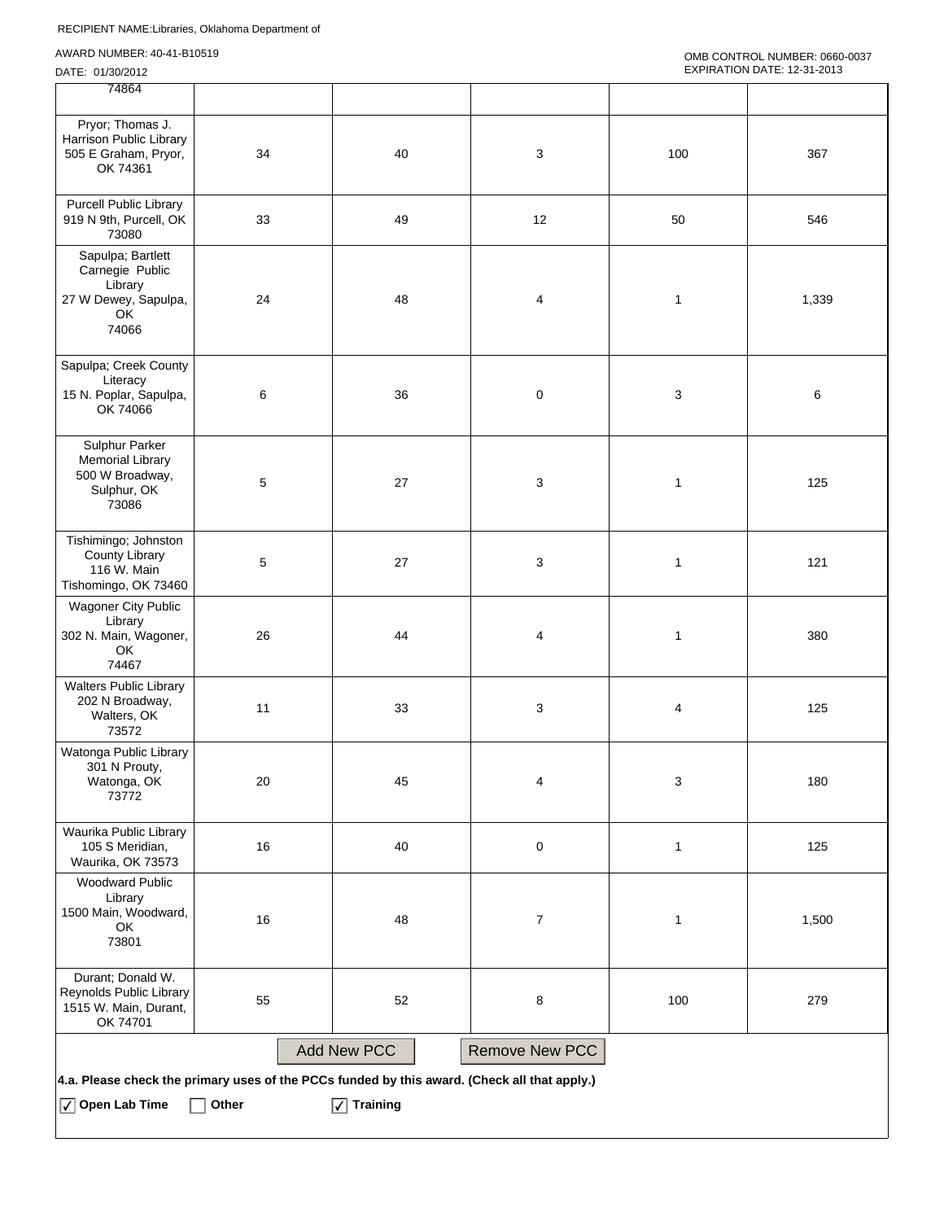RECIPIENT NAME:Libraries, Oklahoma Department of

AWARD NUMBER: 40-41-B10519

DATE: 01/30/2012

OMB CONTROL NUMBER: 0660-0037
EXPIRATION DATE: 12-31-2013

| | | | | | |
|---|---|---|---|---|---|
| 74864 | | | | | |
| Pryor; Thomas J. Harrison Public Library 505 E Graham, Pryor, OK 74361 | 34 | 40 | 3 | 100 | 367 |
| Purcell Public Library 919 N 9th, Purcell, OK 73080 | 33 | 49 | 12 | 50 | 546 |
| Sapulpa; Bartlett Carnegie Public Library 27 W Dewey, Sapulpa, OK 74066 | 24 | 48 | 4 | 1 | 1,339 |
| Sapulpa; Creek County Literacy 15 N. Poplar, Sapulpa, OK 74066 | 6 | 36 | 0 | 3 | 6 |
| Sulphur Parker Memorial Library 500 W Broadway, Sulphur, OK 73086 | 5 | 27 | 3 | 1 | 125 |
| Tishimingo; Johnston County Library 116 W. Main Tishomingo, OK 73460 | 5 | 27 | 3 | 1 | 121 |
| Wagoner City Public Library 302 N. Main, Wagoner, OK 74467 | 26 | 44 | 4 | 1 | 380 |
| Walters Public Library 202 N Broadway, Walters, OK 73572 | 11 | 33 | 3 | 4 | 125 |
| Watonga Public Library 301 N Prouty, Watonga, OK 73772 | 20 | 45 | 4 | 3 | 180 |
| Waurika Public Library 105 S Meridian, Waurika, OK 73573 | 16 | 40 | 0 | 1 | 125 |
| Woodward Public Library 1500 Main, Woodward, OK 73801 | 16 | 48 | 7 | 1 | 1,500 |
| Durant; Donald W. Reynolds Public Library 1515 W. Main, Durant, OK 74701 | 55 | 52 | 8 | 100 | 279 |

Add New PCC | Remove New PCC

**4.a. Please check the primary uses of the PCCs funded by this award. (Check all that apply.)**

- [x] **Open Lab Time**
- [ ] **Other**
- [x] **Training**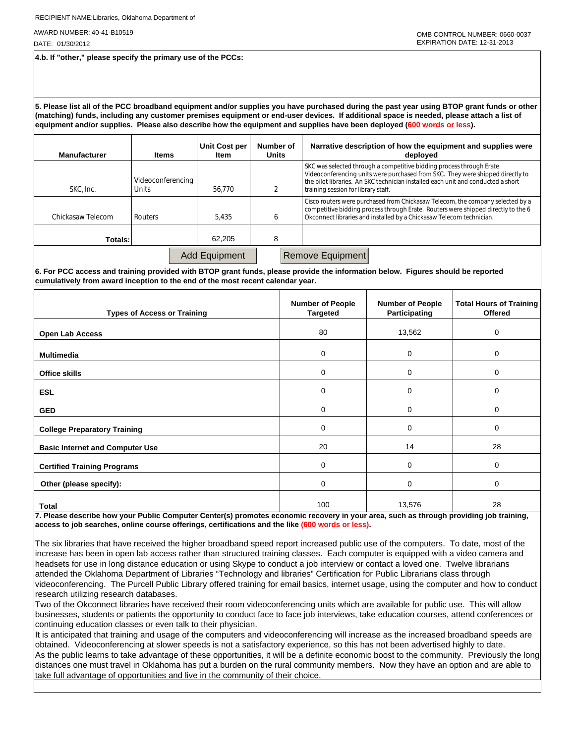RECIPIENT NAME:Libraries, Oklahoma Department of

AWARD NUMBER: 40-41-B10519

DATE: 01/30/2012

OMB CONTROL NUMBER: 0660-0037
EXPIRATION DATE: 12-31-2013

**4.b. If "other," please specify the primary use of the PCCs:**

**5. Please list all of the PCC broadband equipment and/or supplies you have purchased during the past year using BTOP grant funds or other (matching) funds, including any customer premises equipment or end-user devices. If additional space is needed, please attach a list of equipment and/or supplies. Please also describe how the equipment and supplies have been deployed (600 words or less).**

| Manufacturer | Items | Unit Cost per Item | Number of Units | Narrative description of how the equipment and supplies were deployed |
|---|---|---|---|---|
| SKC, Inc. | Videoconferencing Units | 56,770 | 2 | SKC was selected through a competitive bidding process through Erate. Videoconferencing units were purchased from SKC. They were shipped directly to the pilot libraries. An SKC technician installed each unit and conducted a short training session for library staff. |
| Chickasaw Telecom | Routers | 5,435 | 6 | Cisco routers were purchased from Chickasaw Telecom, the company selected by a competitive bidding process through Erate. Routers were shipped directly to the 6 Okconnect libraries and installed by a Chickasaw Telecom technician. |
| **Totals:** | | 62,205 | 8 | |

Add Equipment | Remove Equipment

**6. For PCC access and training provided with BTOP grant funds, please provide the information below. Figures should be reported cumulatively from award inception to the end of the most recent calendar year.**

| Types of Access or Training | Number of People Targeted | Number of People Participating | Total Hours of Training Offered |
|---|---|---|---|
| **Open Lab Access** | 80 | 13,562 | 0 |
| **Multimedia** | 0 | 0 | 0 |
| **Office skills** | 0 | 0 | 0 |
| **ESL** | 0 | 0 | 0 |
| **GED** | 0 | 0 | 0 |
| **College Preparatory Training** | 0 | 0 | 0 |
| **Basic Internet and Computer Use** | 20 | 14 | 28 |
| **Certified Training Programs** | 0 | 0 | 0 |
| **Other (please specify):** | 0 | 0 | 0 |
| **Total** | 100 | 13,576 | 28 |

**7. Please describe how your Public Computer Center(s) promotes economic recovery in your area, such as through providing job training, access to job searches, online course offerings, certifications and the like (600 words or less).**

The six libraries that have received the higher broadband speed report increased public use of the computers. To date, most of the increase has been in open lab access rather than structured training classes. Each computer is equipped with a video camera and headsets for use in long distance education or using Skype to conduct a job interview or contact a loved one. Twelve librarians attended the Oklahoma Department of Libraries "Technology and libraries" Certification for Public Librarians class through videoconferencing. The Purcell Public Library offered training for email basics, internet usage, using the computer and how to conduct research utilizing research databases.

Two of the Okconnect libraries have received their room videoconferencing units which are available for public use. This will allow businesses, students or patients the opportunity to conduct face to face job interviews, take education courses, attend conferences or continuing education classes or even talk to their physician.

It is anticipated that training and usage of the computers and videoconferencing will increase as the increased broadband speeds are obtained. Videoconferencing at slower speeds is not a satisfactory experience, so this has not been advertised highly to date.

As the public learns to take advantage of these opportunities, it will be a definite economic boost to the community. Previously the long distances one must travel in Oklahoma has put a burden on the rural community members. Now they have an option and are able to take full advantage of opportunities and live in the community of their choice.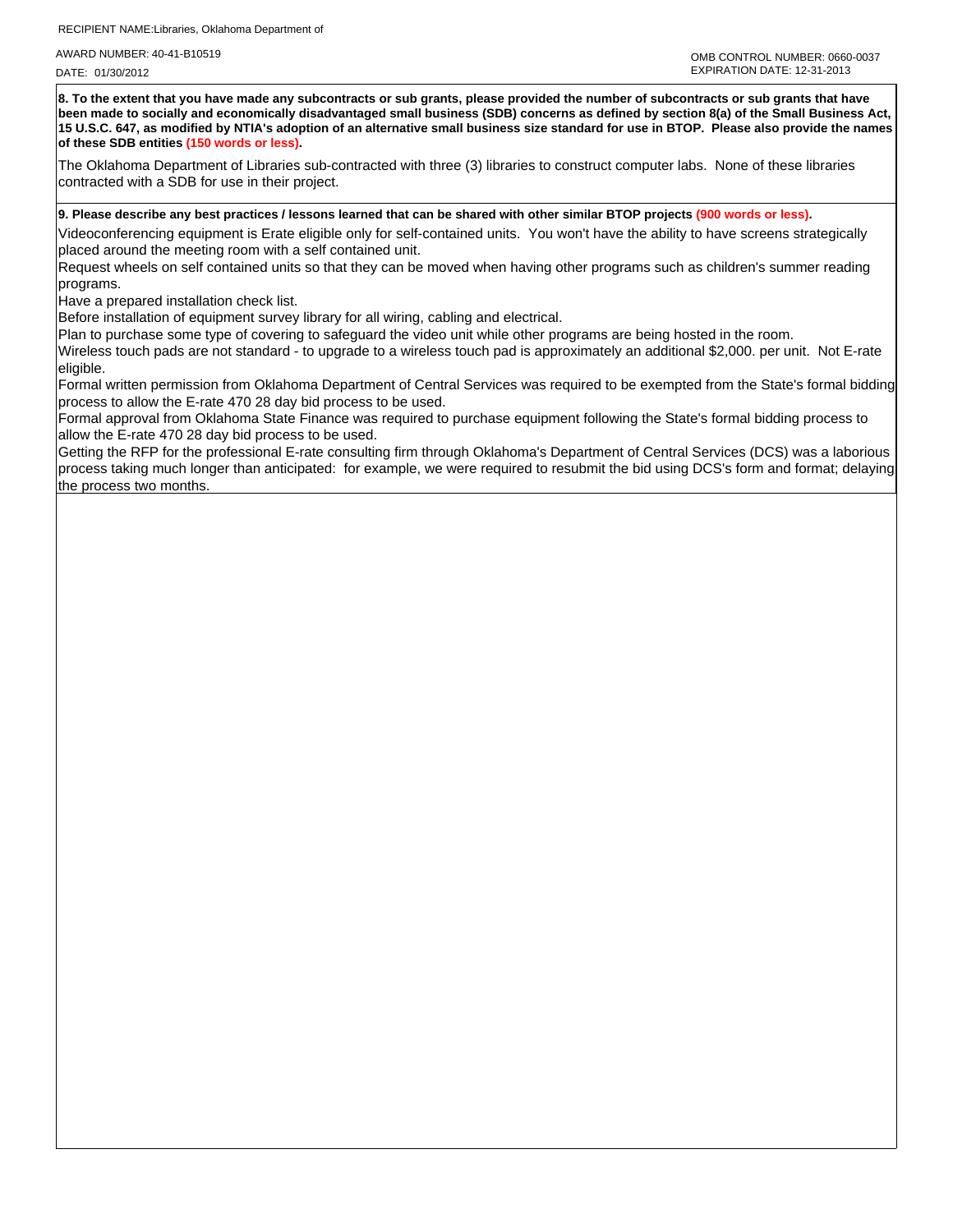RECIPIENT NAME:Libraries, Oklahoma Department of

AWARD NUMBER: 40-41-B10519

DATE: 01/30/2012

OMB CONTROL NUMBER: 0660-0037
EXPIRATION DATE: 12-31-2013

**8. To the extent that you have made any subcontracts or sub grants, please provided the number of subcontracts or sub grants that have been made to socially and economically disadvantaged small business (SDB) concerns as defined by section 8(a) of the Small Business Act, 15 U.S.C. 647, as modified by NTIA's adoption of an alternative small business size standard for use in BTOP. Please also provide the names of these SDB entities (150 words or less).**

The Oklahoma Department of Libraries sub-contracted with three (3) libraries to construct computer labs. None of these libraries contracted with a SDB for use in their project.

**9. Please describe any best practices / lessons learned that can be shared with other similar BTOP projects (900 words or less).**

Videoconferencing equipment is Erate eligible only for self-contained units. You won't have the ability to have screens strategically placed around the meeting room with a self contained unit.
Request wheels on self contained units so that they can be moved when having other programs such as children's summer reading programs.
Have a prepared installation check list.
Before installation of equipment survey library for all wiring, cabling and electrical.
Plan to purchase some type of covering to safeguard the video unit while other programs are being hosted in the room.
Wireless touch pads are not standard - to upgrade to a wireless touch pad is approximately an additional $2,000. per unit. Not E-rate eligible.
Formal written permission from Oklahoma Department of Central Services was required to be exempted from the State's formal bidding process to allow the E-rate 470 28 day bid process to be used.
Formal approval from Oklahoma State Finance was required to purchase equipment following the State's formal bidding process to allow the E-rate 470 28 day bid process to be used.
Getting the RFP for the professional E-rate consulting firm through Oklahoma's Department of Central Services (DCS) was a laborious process taking much longer than anticipated: for example, we were required to resubmit the bid using DCS's form and format; delaying the process two months.